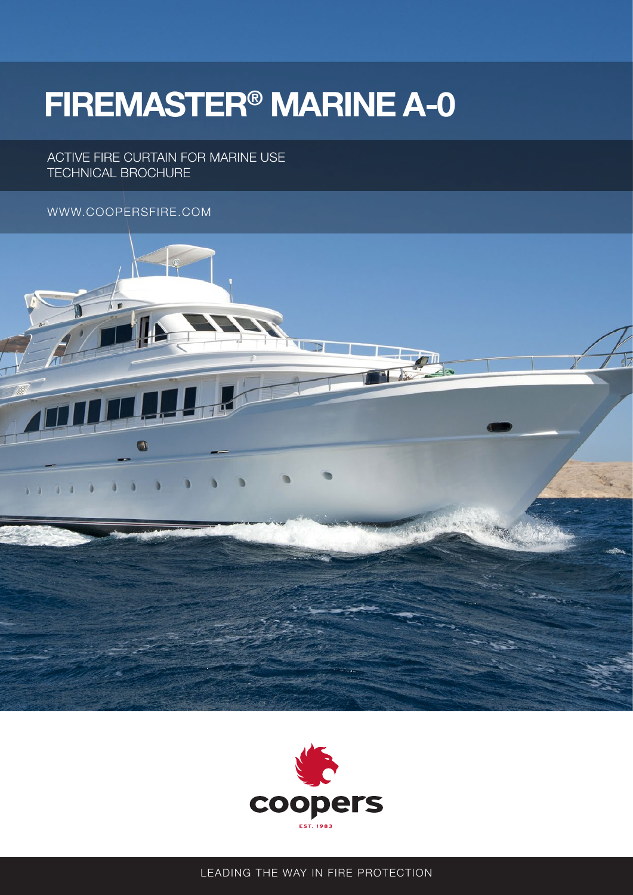# FIREMASTER® MARINE A-0

ACTIVE FIRE CURTAIN FOR MARINE USE
TECHNICAL BROCHURE

WWW.COOPERSFIRE.COM

coopers

EST. 1983

LEADING THE WAY IN FIRE PROTECTION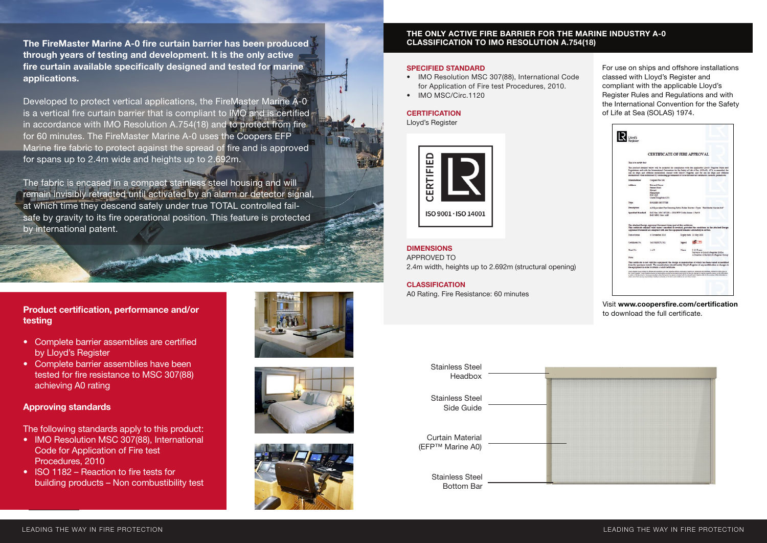**The FireMaster Marine A-0 fire curtain barrier has been produced through years of testing and development. It is the only active fire curtain available specifically designed and tested for marine applications.**

Developed to protect vertical applications, the FireMaster Marine A-0 is a vertical fire curtain barrier that is compliant to IMO and is certified in accordance with IMO Resolution A.754(18) and to protect from fire for 60 minutes. The FireMaster Marine A-0 uses the Coopers EFP Marine fire fabric to protect against the spread of fire and is approved for spans up to 2.4m wide and heights up to 2.692m.

The fabric is encased in a compact stainless steel housing and will remain invisibly retracted until activated by an alarm or detector signal, at which time they descend safely under true TOTAL controlled fail-safe by gravity to its fire operational position. This feature is protected by international patent.

## Product certification, performance and/or testing

- Complete barrier assemblies are certified by Lloyd's Register
- Complete barrier assemblies have been tested for fire resistance to MSC 307(88) achieving A0 rating

## Approving standards

The following standards apply to this product:

- IMO Resolution MSC 307(88), International Code for Application of Fire test Procedures, 2010
- ISO 1182 – Reaction to fire tests for building products – Non combustibility test

## THE ONLY ACTIVE FIRE BARRIER FOR THE MARINE INDUSTRY A-0 CLASSIFICATION TO IMO RESOLUTION A.754(18)

### SPECIFIED STANDARD

- IMO Resolution MSC 307(88), International Code for Application of Fire test Procedures, 2010.
- IMO MSC/Circ.1120

### CERTIFICATION

Lloyd's Register

CERTIFIED
ISO 9001 · ISO 14001

### DIMENSIONS

APPROVED TO
2.4m width, heights up to 2.692m (structural opening)

### CLASSIFICATION

A0 Rating. Fire Resistance: 60 minutes

For use on ships and offshore installations classed with Lloyd's Register and compliant with the applicable Lloyd's Register Rules and Regulations and with the International Convention for the Safety of Life at Sea (SOLAS) 1974.

CERTIFICATE OF FIRE APPROVAL

Visit **www.coopersfire.com/certification** to download the full certificate.

- Stainless Steel Headbox
- Stainless Steel Side Guide
- Curtain Material (EFP™ Marine A0)
- Stainless Steel Bottom Bar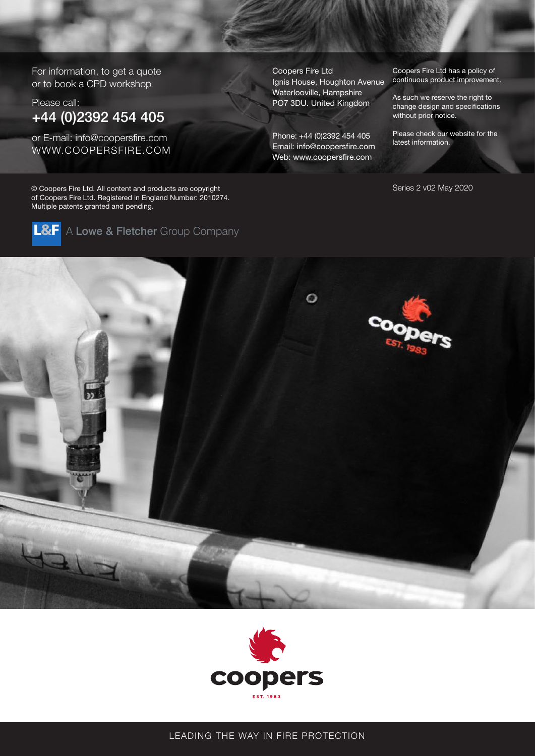For information, to get a quote or to book a CPD workshop

Please call:

**+44 (0)2392 454 405**

or E-mail: info@coopersfire.com
WWW.COOPERSFIRE.COM

Coopers Fire Ltd
Ignis House, Houghton Avenue
Waterlooville, Hampshire
PO7 3DU. United Kingdom

Phone: +44 (0)2392 454 405
Email: info@coopersfire.com
Web: www.coopersfire.com

Coopers Fire Ltd has a policy of continuous product improvement.

As such we reserve the right to change design and specifications without prior notice.

Please check our website for the latest information.

© Coopers Fire Ltd. All content and products are copyright of Coopers Fire Ltd. Registered in England Number: 2010274. Multiple patents granted and pending.

Series 2 v02 May 2020

L&F A **Lowe & Fletcher** Group Company

coopers
EST. 1983

LEADING THE WAY IN FIRE PROTECTION